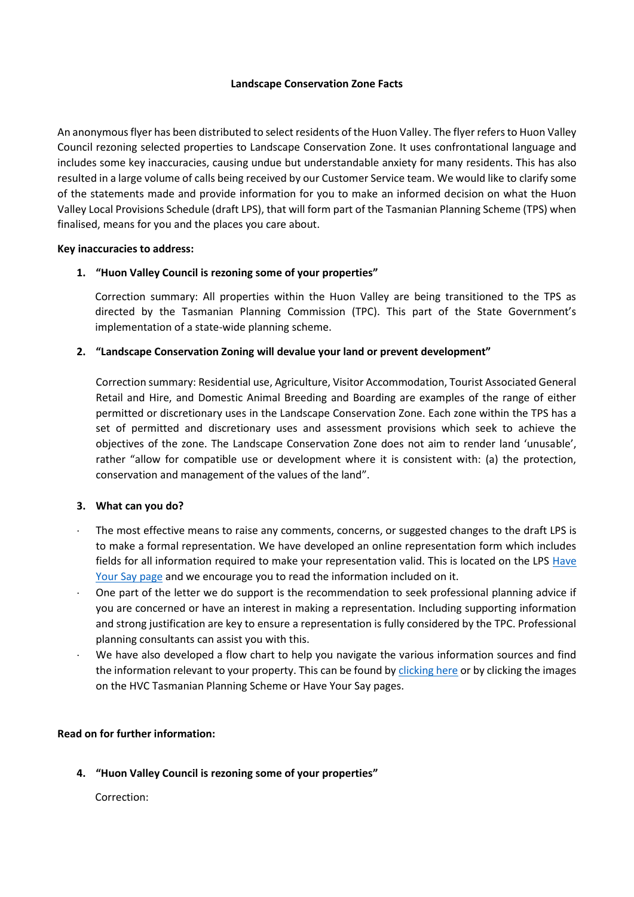**Landscape Conservation Zone Facts**

An anonymous flyer has been distributed to select residents of the Huon Valley. The flyer refers to Huon Valley Council rezoning selected properties to Landscape Conservation Zone. It uses confrontational language and includes some key inaccuracies, causing undue but understandable anxiety for many residents. This has also resulted in a large volume of calls being received by our Customer Service team. We would like to clarify some of the statements made and provide information for you to make an informed decision on what the Huon Valley Local Provisions Schedule (draft LPS), that will form part of the Tasmanian Planning Scheme (TPS) when finalised, means for you and the places you care about.

**Key inaccuracies to address:**

1. **"Huon Valley Council is rezoning some of your properties"**

   Correction summary: All properties within the Huon Valley are being transitioned to the TPS as directed by the Tasmanian Planning Commission (TPC). This part of the State Government's implementation of a state-wide planning scheme.

2. **"Landscape Conservation Zoning will devalue your land or prevent development"**

   Correction summary: Residential use, Agriculture, Visitor Accommodation, Tourist Associated General Retail and Hire, and Domestic Animal Breeding and Boarding are examples of the range of either permitted or discretionary uses in the Landscape Conservation Zone. Each zone within the TPS has a set of permitted and discretionary uses and assessment provisions which seek to achieve the objectives of the zone. The Landscape Conservation Zone does not aim to render land 'unusable', rather "allow for compatible use or development where it is consistent with: (a) the protection, conservation and management of the values of the land".

3. **What can you do?**

- The most effective means to raise any comments, concerns, or suggested changes to the draft LPS is to make a formal representation. We have developed an online representation form which includes fields for all information required to make your representation valid. This is located on the LPS Have Your Say page and we encourage you to read the information included on it.
- One part of the letter we do support is the recommendation to seek professional planning advice if you are concerned or have an interest in making a representation. Including supporting information and strong justification are key to ensure a representation is fully considered by the TPC. Professional planning consultants can assist you with this.
- We have also developed a flow chart to help you navigate the various information sources and find the information relevant to your property. This can be found by clicking here or by clicking the images on the HVC Tasmanian Planning Scheme or Have Your Say pages.

**Read on for further information:**

4. **"Huon Valley Council is rezoning some of your properties"**

   Correction: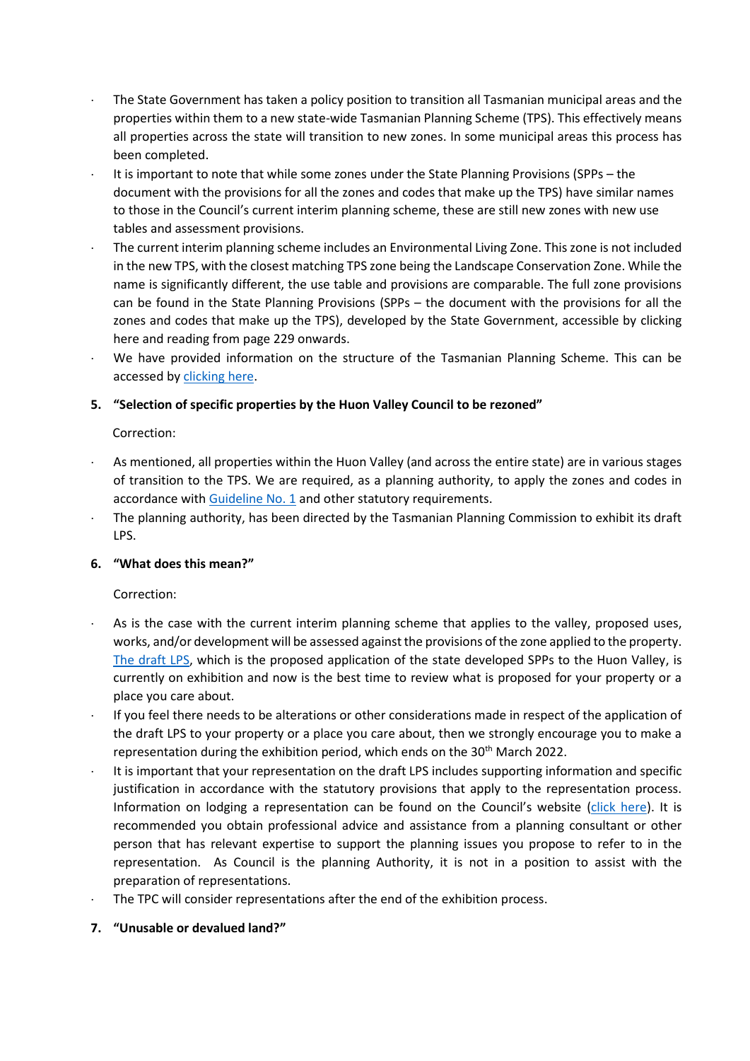- The State Government has taken a policy position to transition all Tasmanian municipal areas and the properties within them to a new state-wide Tasmanian Planning Scheme (TPS). This effectively means all properties across the state will transition to new zones. In some municipal areas this process has been completed.
- It is important to note that while some zones under the State Planning Provisions (SPPs – the document with the provisions for all the zones and codes that make up the TPS) have similar names to those in the Council's current interim planning scheme, these are still new zones with new use tables and assessment provisions.
- The current interim planning scheme includes an Environmental Living Zone. This zone is not included in the new TPS, with the closest matching TPS zone being the Landscape Conservation Zone. While the name is significantly different, the use table and provisions are comparable. The full zone provisions can be found in the State Planning Provisions (SPPs – the document with the provisions for all the zones and codes that make up the TPS), developed by the State Government, accessible by clicking here and reading from page 229 onwards.
- We have provided information on the structure of the Tasmanian Planning Scheme. This can be accessed by clicking here.

## 5. "Selection of specific properties by the Huon Valley Council to be rezoned"

Correction:

- As mentioned, all properties within the Huon Valley (and across the entire state) are in various stages of transition to the TPS. We are required, as a planning authority, to apply the zones and codes in accordance with Guideline No. 1 and other statutory requirements.
- The planning authority, has been directed by the Tasmanian Planning Commission to exhibit its draft LPS.

## 6. "What does this mean?"

Correction:

- As is the case with the current interim planning scheme that applies to the valley, proposed uses, works, and/or development will be assessed against the provisions of the zone applied to the property. The draft LPS, which is the proposed application of the state developed SPPs to the Huon Valley, is currently on exhibition and now is the best time to review what is proposed for your property or a place you care about.
- If you feel there needs to be alterations or other considerations made in respect of the application of the draft LPS to your property or a place you care about, then we strongly encourage you to make a representation during the exhibition period, which ends on the 30th March 2022.
- It is important that your representation on the draft LPS includes supporting information and specific justification in accordance with the statutory provisions that apply to the representation process. Information on lodging a representation can be found on the Council's website (click here). It is recommended you obtain professional advice and assistance from a planning consultant or other person that has relevant expertise to support the planning issues you propose to refer to in the representation. As Council is the planning Authority, it is not in a position to assist with the preparation of representations.
- The TPC will consider representations after the end of the exhibition process.

## 7. "Unusable or devalued land?"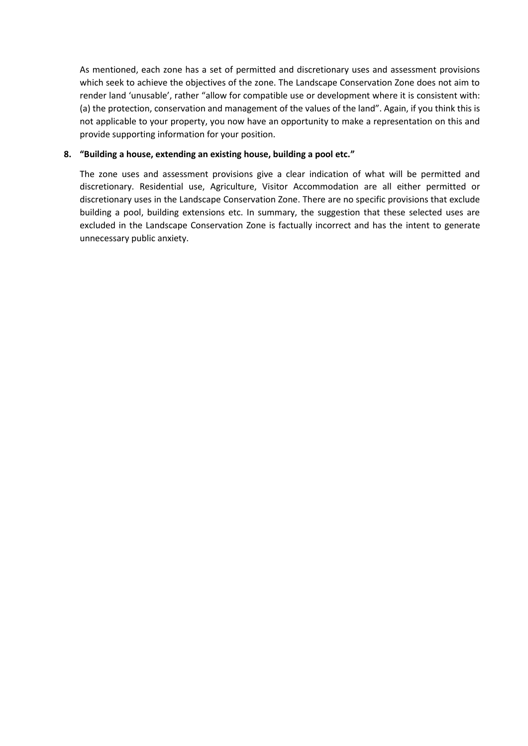As mentioned, each zone has a set of permitted and discretionary uses and assessment provisions which seek to achieve the objectives of the zone. The Landscape Conservation Zone does not aim to render land 'unusable', rather "allow for compatible use or development where it is consistent with: (a) the protection, conservation and management of the values of the land". Again, if you think this is not applicable to your property, you now have an opportunity to make a representation on this and provide supporting information for your position.

**8. "Building a house, extending an existing house, building a pool etc."**

The zone uses and assessment provisions give a clear indication of what will be permitted and discretionary. Residential use, Agriculture, Visitor Accommodation are all either permitted or discretionary uses in the Landscape Conservation Zone. There are no specific provisions that exclude building a pool, building extensions etc. In summary, the suggestion that these selected uses are excluded in the Landscape Conservation Zone is factually incorrect and has the intent to generate unnecessary public anxiety.